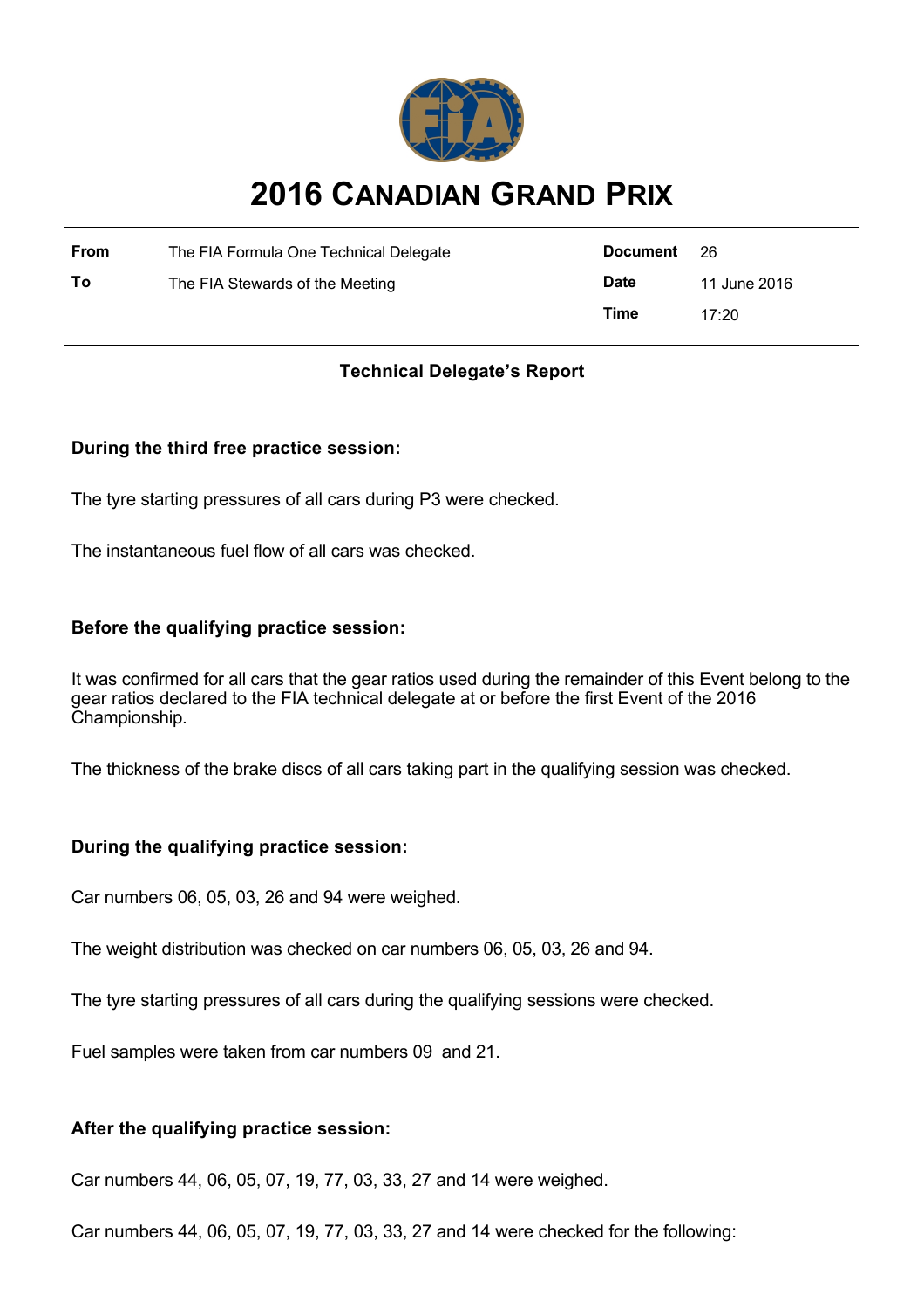# 2016 CANADIAN GRAND PRIX

| | | | |
|---|---|---|---|
| **From** | The FIA Formula One Technical Delegate | **Document** | 26 |
| **To** | The FIA Stewards of the Meeting | **Date** | 11 June 2016 |
| | | **Time** | 17:20 |

## Technical Delegate's Report

**During the third free practice session:**

The tyre starting pressures of all cars during P3 were checked.

The instantaneous fuel flow of all cars was checked.

**Before the qualifying practice session:**

It was confirmed for all cars that the gear ratios used during the remainder of this Event belong to the gear ratios declared to the FIA technical delegate at or before the first Event of the 2016 Championship.

The thickness of the brake discs of all cars taking part in the qualifying session was checked.

**During the qualifying practice session:**

Car numbers 06, 05, 03, 26 and 94 were weighed.

The weight distribution was checked on car numbers 06, 05, 03, 26 and 94.

The tyre starting pressures of all cars during the qualifying sessions were checked.

Fuel samples were taken from car numbers 09 and 21.

**After the qualifying practice session:**

Car numbers 44, 06, 05, 07, 19, 77, 03, 33, 27 and 14 were weighed.

Car numbers 44, 06, 05, 07, 19, 77, 03, 33, 27 and 14 were checked for the following: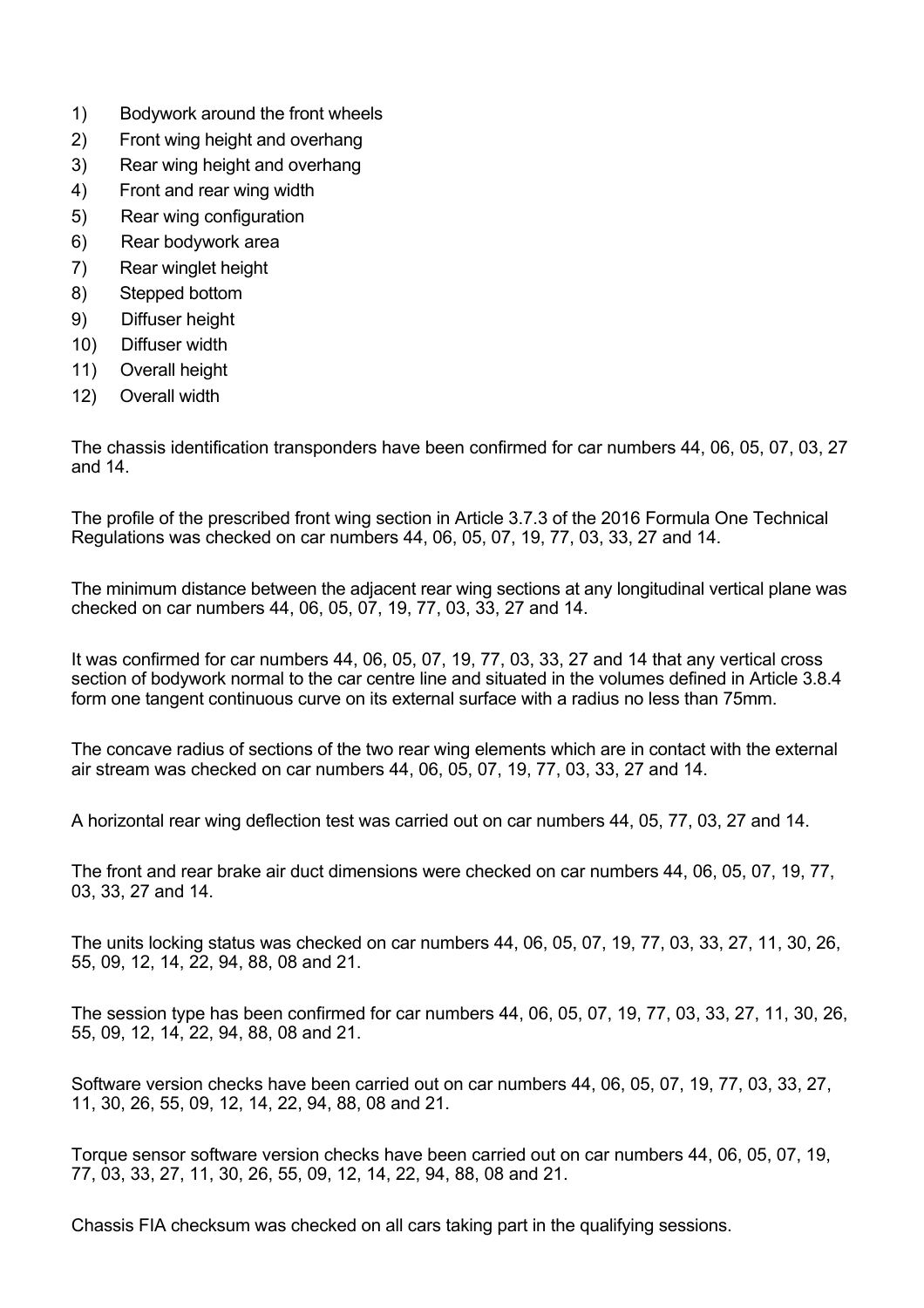1) Bodywork around the front wheels
2) Front wing height and overhang
3) Rear wing height and overhang
4) Front and rear wing width
5) Rear wing configuration
6) Rear bodywork area
7) Rear winglet height
8) Stepped bottom
9) Diffuser height
10) Diffuser width
11) Overall height
12) Overall width

The chassis identification transponders have been confirmed for car numbers 44, 06, 05, 07, 03, 27 and 14.

The profile of the prescribed front wing section in Article 3.7.3 of the 2016 Formula One Technical Regulations was checked on car numbers 44, 06, 05, 07, 19, 77, 03, 33, 27 and 14.

The minimum distance between the adjacent rear wing sections at any longitudinal vertical plane was checked on car numbers 44, 06, 05, 07, 19, 77, 03, 33, 27 and 14.

It was confirmed for car numbers 44, 06, 05, 07, 19, 77, 03, 33, 27 and 14 that any vertical cross section of bodywork normal to the car centre line and situated in the volumes defined in Article 3.8.4 form one tangent continuous curve on its external surface with a radius no less than 75mm.

The concave radius of sections of the two rear wing elements which are in contact with the external air stream was checked on car numbers 44, 06, 05, 07, 19, 77, 03, 33, 27 and 14.

A horizontal rear wing deflection test was carried out on car numbers 44, 05, 77, 03, 27 and 14.

The front and rear brake air duct dimensions were checked on car numbers 44, 06, 05, 07, 19, 77, 03, 33, 27 and 14.

The units locking status was checked on car numbers 44, 06, 05, 07, 19, 77, 03, 33, 27, 11, 30, 26, 55, 09, 12, 14, 22, 94, 88, 08 and 21.

The session type has been confirmed for car numbers 44, 06, 05, 07, 19, 77, 03, 33, 27, 11, 30, 26, 55, 09, 12, 14, 22, 94, 88, 08 and 21.

Software version checks have been carried out on car numbers 44, 06, 05, 07, 19, 77, 03, 33, 27, 11, 30, 26, 55, 09, 12, 14, 22, 94, 88, 08 and 21.

Torque sensor software version checks have been carried out on car numbers 44, 06, 05, 07, 19, 77, 03, 33, 27, 11, 30, 26, 55, 09, 12, 14, 22, 94, 88, 08 and 21.

Chassis FIA checksum was checked on all cars taking part in the qualifying sessions.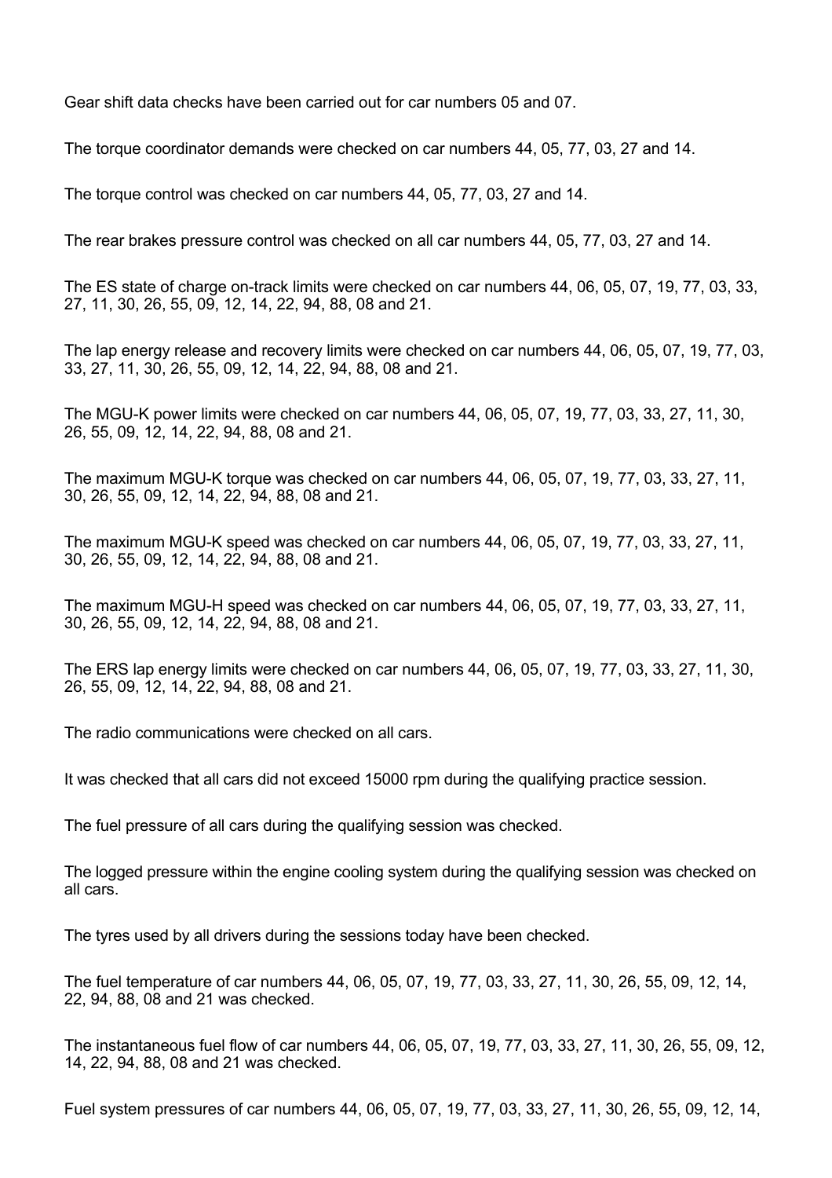Gear shift data checks have been carried out for car numbers 05 and 07.

The torque coordinator demands were checked on car numbers 44, 05, 77, 03, 27 and 14.

The torque control was checked on car numbers 44, 05, 77, 03, 27 and 14.

The rear brakes pressure control was checked on all car numbers 44, 05, 77, 03, 27 and 14.

The ES state of charge on-track limits were checked on car numbers 44, 06, 05, 07, 19, 77, 03, 33, 27, 11, 30, 26, 55, 09, 12, 14, 22, 94, 88, 08 and 21.

The lap energy release and recovery limits were checked on car numbers 44, 06, 05, 07, 19, 77, 03, 33, 27, 11, 30, 26, 55, 09, 12, 14, 22, 94, 88, 08 and 21.

The MGU-K power limits were checked on car numbers 44, 06, 05, 07, 19, 77, 03, 33, 27, 11, 30, 26, 55, 09, 12, 14, 22, 94, 88, 08 and 21.

The maximum MGU-K torque was checked on car numbers 44, 06, 05, 07, 19, 77, 03, 33, 27, 11, 30, 26, 55, 09, 12, 14, 22, 94, 88, 08 and 21.

The maximum MGU-K speed was checked on car numbers 44, 06, 05, 07, 19, 77, 03, 33, 27, 11, 30, 26, 55, 09, 12, 14, 22, 94, 88, 08 and 21.

The maximum MGU-H speed was checked on car numbers 44, 06, 05, 07, 19, 77, 03, 33, 27, 11, 30, 26, 55, 09, 12, 14, 22, 94, 88, 08 and 21.

The ERS lap energy limits were checked on car numbers 44, 06, 05, 07, 19, 77, 03, 33, 27, 11, 30, 26, 55, 09, 12, 14, 22, 94, 88, 08 and 21.

The radio communications were checked on all cars.

It was checked that all cars did not exceed 15000 rpm during the qualifying practice session.

The fuel pressure of all cars during the qualifying session was checked.

The logged pressure within the engine cooling system during the qualifying session was checked on all cars.

The tyres used by all drivers during the sessions today have been checked.

The fuel temperature of car numbers 44, 06, 05, 07, 19, 77, 03, 33, 27, 11, 30, 26, 55, 09, 12, 14, 22, 94, 88, 08 and 21 was checked.

The instantaneous fuel flow of car numbers 44, 06, 05, 07, 19, 77, 03, 33, 27, 11, 30, 26, 55, 09, 12, 14, 22, 94, 88, 08 and 21 was checked.

Fuel system pressures of car numbers 44, 06, 05, 07, 19, 77, 03, 33, 27, 11, 30, 26, 55, 09, 12, 14,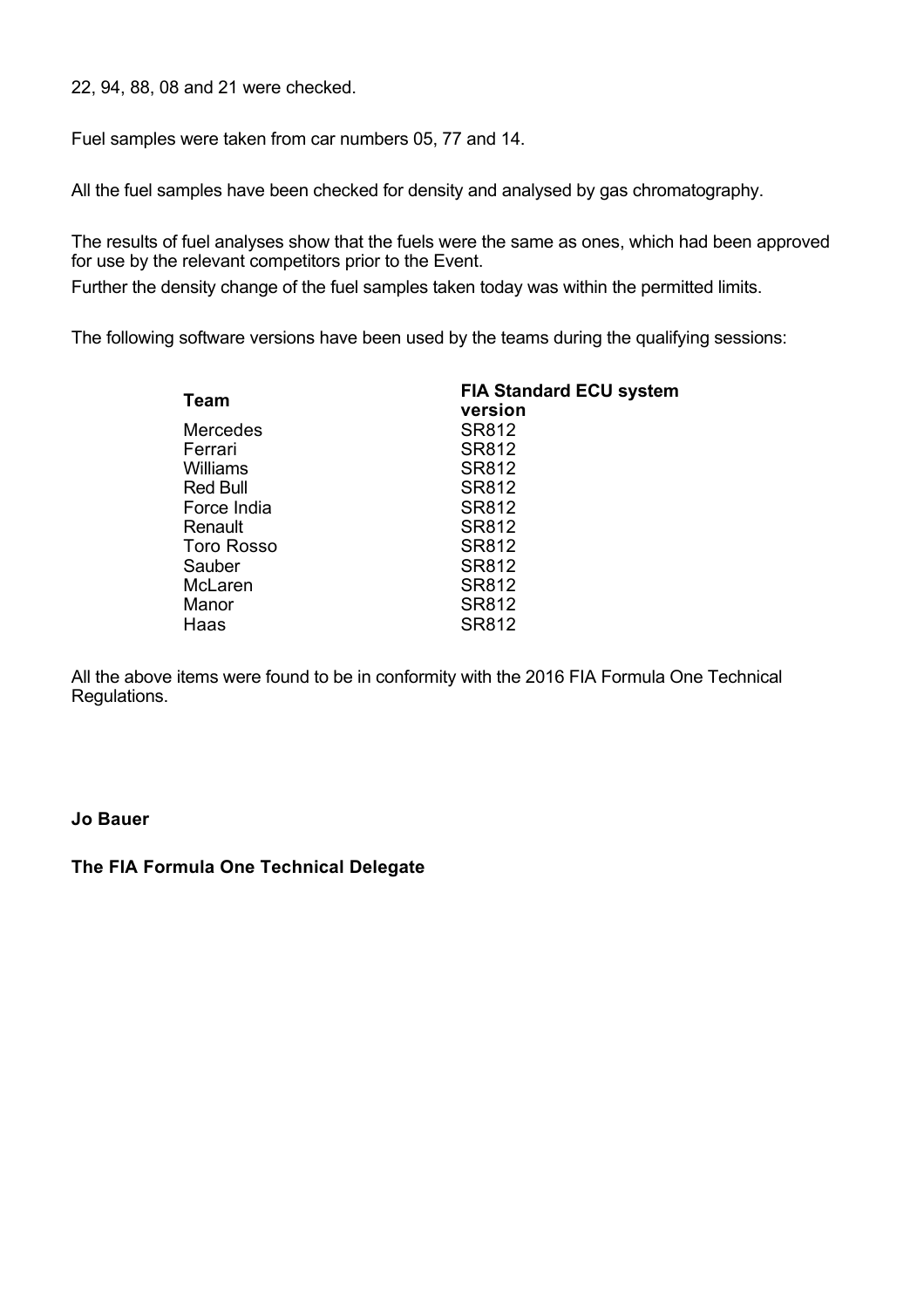22, 94, 88, 08 and 21 were checked.

Fuel samples were taken from car numbers 05, 77 and 14.

All the fuel samples have been checked for density and analysed by gas chromatography.

The results of fuel analyses show that the fuels were the same as ones, which had been approved for use by the relevant competitors prior to the Event.

Further the density change of the fuel samples taken today was within the permitted limits.

The following software versions have been used by the teams during the qualifying sessions:

| **Team** | **FIA Standard ECU system version** |
|---|---|
| Mercedes | SR812 |
| Ferrari | SR812 |
| Williams | SR812 |
| Red Bull | SR812 |
| Force India | SR812 |
| Renault | SR812 |
| Toro Rosso | SR812 |
| Sauber | SR812 |
| McLaren | SR812 |
| Manor | SR812 |
| Haas | SR812 |

All the above items were found to be in conformity with the 2016 FIA Formula One Technical Regulations.

**Jo Bauer**

**The FIA Formula One Technical Delegate**